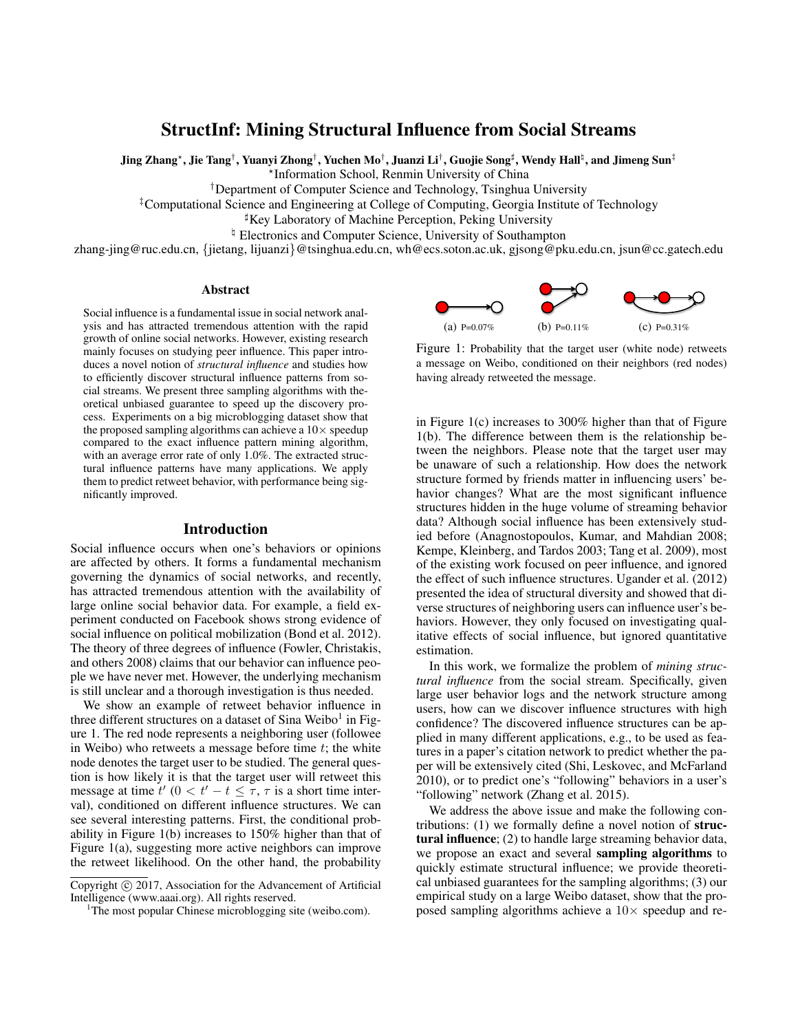# StructInf: Mining Structural Influence from Social Streams

**Jing Zhang**[⋆], **Jie Tang**[†], **Yuanyi Zhong**[†], **Yuchen Mo**[†], **Juanzi Li**[†], **Guojie Song**[♯], **Wendy Hall**[♮], **and Jimeng Sun**[‡]

[⋆]Information School, Renmin University of China

[†]Department of Computer Science and Technology, Tsinghua University

[‡]Computational Science and Engineering at College of Computing, Georgia Institute of Technology

[♯]Key Laboratory of Machine Perception, Peking University

[♮] Electronics and Computer Science, University of Southampton

zhang-jing@ruc.edu.cn, {jietang, lijuanzi}@tsinghua.edu.cn, wh@ecs.soton.ac.uk, gjsong@pku.edu.cn, jsun@cc.gatech.edu

## Abstract

Social influence is a fundamental issue in social network analysis and has attracted tremendous attention with the rapid growth of online social networks. However, existing research mainly focuses on studying peer influence. This paper introduces a novel notion of *structural influence* and studies how to efficiently discover structural influence patterns from social streams. We present three sampling algorithms with theoretical unbiased guarantee to speed up the discovery process. Experiments on a big microblogging dataset show that the proposed sampling algorithms can achieve a 10× speedup compared to the exact influence pattern mining algorithm, with an average error rate of only 1.0%. The extracted structural influence patterns have many applications. We apply them to predict retweet behavior, with performance being significantly improved.

## Introduction

Social influence occurs when one's behaviors or opinions are affected by others. It forms a fundamental mechanism governing the dynamics of social networks, and recently, has attracted tremendous attention with the availability of large online social behavior data. For example, a field experiment conducted on Facebook shows strong evidence of social influence on political mobilization (Bond et al. 2012). The theory of three degrees of influence (Fowler, Christakis, and others 2008) claims that our behavior can influence people we have never met. However, the underlying mechanism is still unclear and a thorough investigation is thus needed.

We show an example of retweet behavior influence in three different structures on a dataset of Sina Weibo[1] in Figure 1. The red node represents a neighboring user (followee in Weibo) who retweets a message before time $t$; the white node denotes the target user to be studied. The general question is how likely it is that the target user will retweet this message at time $t'$ ($0 < t' - t \leq \tau$, $\tau$ is a short time interval), conditioned on different influence structures. We can see several interesting patterns. First, the conditional probability in Figure 1(b) increases to 150% higher than that of Figure 1(a), suggesting more active neighbors can improve the retweet likelihood. On the other hand, the probability in Figure 1(c) increases to 300% higher than that of Figure 1(b). The difference between them is the relationship between the neighbors. Please note that the target user may be unaware of such a relationship. How does the network structure formed by friends matter in influencing users' behavior changes? What are the most significant influence structures hidden in the huge volume of streaming behavior data? Although social influence has been extensively studied before (Anagnostopoulos, Kumar, and Mahdian 2008; Kempe, Kleinberg, and Tardos 2003; Tang et al. 2009), most of the existing work focused on peer influence, and ignored the effect of such influence structures. Ugander et al. (2012) presented the idea of structural diversity and showed that diverse structures of neighboring users can influence user's behaviors. However, they only focused on investigating qualitative effects of social influence, but ignored quantitative estimation.

(a) P=0.07% (b) P=0.11% (c) P=0.31%

Figure 1: Probability that the target user (white node) retweets a message on Weibo, conditioned on their neighbors (red nodes) having already retweeted the message.

In this work, we formalize the problem of *mining structural influence* from the social stream. Specifically, given large user behavior logs and the network structure among users, how can we discover influence structures with high confidence? The discovered influence structures can be applied in many different applications, e.g., to be used as features in a paper's citation network to predict whether the paper will be extensively cited (Shi, Leskovec, and McFarland 2010), or to predict one's "following" behaviors in a user's "following" network (Zhang et al. 2015).

We address the above issue and make the following contributions: (1) we formally define a novel notion of **structural influence**; (2) to handle large streaming behavior data, we propose an exact and several **sampling algorithms** to quickly estimate structural influence; we provide theoretical unbiased guarantees for the sampling algorithms; (3) our empirical study on a large Weibo dataset, show that the proposed sampling algorithms achieve a 10× speedup and re-

Copyright © 2017, Association for the Advancement of Artificial Intelligence (www.aaai.org). All rights reserved.

[1]The most popular Chinese microblogging site (weibo.com).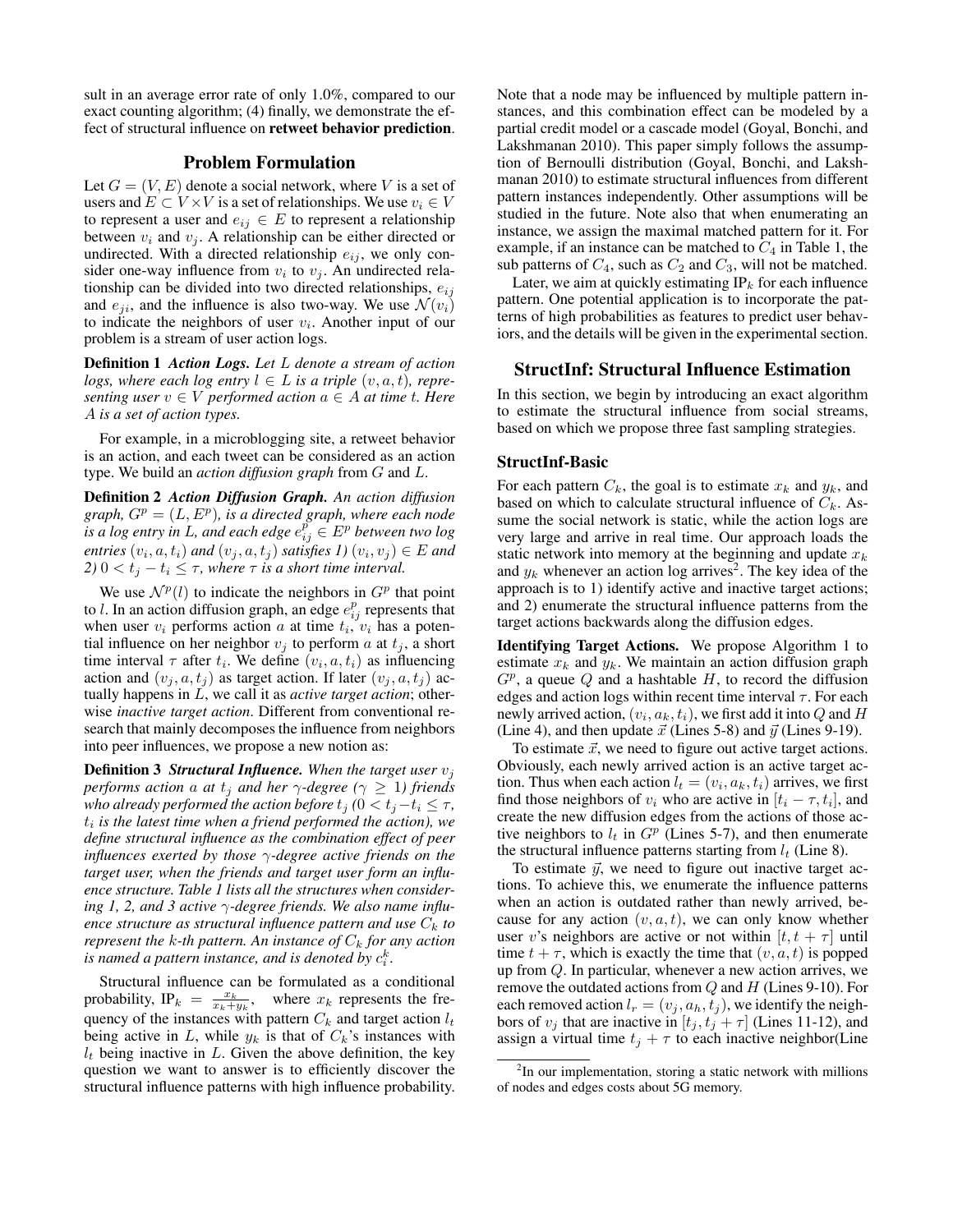sult in an average error rate of only 1.0%, compared to our exact counting algorithm; (4) finally, we demonstrate the effect of structural influence on **retweet behavior prediction**.

## Problem Formulation

Let $G = (V, E)$ denote a social network, where $V$ is a set of users and $E \subset V \times V$ is a set of relationships. We use $v_i \in V$ to represent a user and $e_{ij} \in E$ to represent a relationship between $v_i$ and $v_j$. A relationship can be either directed or undirected. With a directed relationship $e_{ij}$, we only consider one-way influence from $v_i$ to $v_j$. An undirected relationship can be divided into two directed relationships, $e_{ij}$ and $e_{ji}$, and the influence is also two-way. We use $\mathcal{N}(v_i)$ to indicate the neighbors of user $v_i$. Another input of our problem is a stream of user action logs.

**Definition 1** ***Action Logs.*** *Let $L$ denote a stream of action logs, where each log entry $l \in L$ is a triple $(v, a, t)$, representing user $v \in V$ performed action $a \in A$ at time $t$. Here $A$ is a set of action types.*

For example, in a microblogging site, a retweet behavior is an action, and each tweet can be considered as an action type. We build an *action diffusion graph* from $G$ and $L$.

**Definition 2** ***Action Diffusion Graph.*** *An action diffusion graph, $G^p = (L, E^p)$, is a directed graph, where each node is a log entry in $L$, and each edge $e^p_{ij} \in E^p$ between two log entries $(v_i, a, t_i)$ and $(v_j, a, t_j)$ satisfies 1) $(v_i, v_j) \in E$ and 2) $0 < t_j - t_i \leq \tau$, where $\tau$ is a short time interval.*

We use $\mathcal{N}^p(l)$ to indicate the neighbors in $G^p$ that point to $l$. In an action diffusion graph, an edge $e^p_{ij}$ represents that when user $v_i$ performs action $a$ at time $t_i$, $v_i$ has a potential influence on her neighbor $v_j$ to perform $a$ at $t_j$, a short time interval $\tau$ after $t_i$. We define $(v_i, a, t_i)$ as influencing action and $(v_j, a, t_j)$ as target action. If later $(v_j, a, t_j)$ actually happens in $L$, we call it as *active target action*; otherwise *inactive target action*. Different from conventional research that mainly decomposes the influence from neighbors into peer influences, we propose a new notion as:

**Definition 3** ***Structural Influence.*** *When the target user $v_j$ performs action $a$ at $t_j$ and her $\gamma$-degree ($\gamma \geq 1$) friends who already performed the action before $t_j$ ($0 < t_j - t_i \leq \tau$, $t_i$ is the latest time when a friend performed the action), we define structural influence as the combination effect of peer influences exerted by those $\gamma$-degree active friends on the target user, when the friends and target user form an influence structure. Table 1 lists all the structures when considering 1, 2, and 3 active $\gamma$-degree friends. We also name influence structure as structural influence pattern and use $C_k$ to represent the $k$-th pattern. An instance of $C_k$ for any action is named a pattern instance, and is denoted by $c^k_i$.*

Structural influence can be formulated as a conditional probability, $\text{IP}_k = \frac{x_k}{x_k + y_k}$, where $x_k$ represents the frequency of the instances with pattern $C_k$ and target action $l_t$ being active in $L$, while $y_k$ is that of $C_k$'s instances with $l_t$ being inactive in $L$. Given the above definition, the key question we want to answer is to efficiently discover the structural influence patterns with high influence probability.

Note that a node may be influenced by multiple pattern instances, and this combination effect can be modeled by a partial credit model or a cascade model (Goyal, Bonchi, and Lakshmanan 2010). This paper simply follows the assumption of Bernoulli distribution (Goyal, Bonchi, and Lakshmanan 2010) to estimate structural influences from different pattern instances independently. Other assumptions will be studied in the future. Note also that when enumerating an instance, we assign the maximal matched pattern for it. For example, if an instance can be matched to $C_4$ in Table 1, the sub patterns of $C_4$, such as $C_2$ and $C_3$, will not be matched.

Later, we aim at quickly estimating $\text{IP}_k$ for each influence pattern. One potential application is to incorporate the patterns of high probabilities as features to predict user behaviors, and the details will be given in the experimental section.

## StructInf: Structural Influence Estimation

In this section, we begin by introducing an exact algorithm to estimate the structural influence from social streams, based on which we propose three fast sampling strategies.

### StructInf-Basic

For each pattern $C_k$, the goal is to estimate $x_k$ and $y_k$, and based on which to calculate structural influence of $C_k$. Assume the social network is static, while the action logs are very large and arrive in real time. Our approach loads the static network into memory at the beginning and update $x_k$ and $y_k$ whenever an action log arrives[2]. The key idea of the approach is to 1) identify active and inactive target actions; and 2) enumerate the structural influence patterns from the target actions backwards along the diffusion edges.

**Identifying Target Actions.** We propose Algorithm 1 to estimate $x_k$ and $y_k$. We maintain an action diffusion graph $G^p$, a queue $Q$ and a hashtable $H$, to record the diffusion edges and action logs within recent time interval $\tau$. For each newly arrived action, $(v_i, a_k, t_i)$, we first add it into $Q$ and $H$ (Line 4), and then update $\vec{x}$ (Lines 5-8) and $\vec{y}$ (Lines 9-19).

To estimate $\vec{x}$, we need to figure out active target actions. Obviously, each newly arrived action is an active target action. Thus when each action $l_t = (v_i, a_k, t_i)$ arrives, we first find those neighbors of $v_i$ who are active in $[t_i - \tau, t_i]$, and create the new diffusion edges from the actions of those active neighbors to $l_t$ in $G^p$ (Lines 5-7), and then enumerate the structural influence patterns starting from $l_t$ (Line 8).

To estimate $\vec{y}$, we need to figure out inactive target actions. To achieve this, we enumerate the influence patterns when an action is outdated rather than newly arrived, because for any action $(v, a, t)$, we can only know whether user $v$'s neighbors are active or not within $[t, t + \tau]$ until time $t + \tau$, which is exactly the time that $(v, a, t)$ is popped up from $Q$. In particular, whenever a new action arrives, we remove the outdated actions from $Q$ and $H$ (Lines 9-10). For each removed action $l_r = (v_j, a_h, t_j)$, we identify the neighbors of $v_j$ that are inactive in $[t_j, t_j + \tau]$ (Lines 11-12), and assign a virtual time $t_j + \tau$ to each inactive neighbor(Line

[2]In our implementation, storing a static network with millions of nodes and edges costs about 5G memory.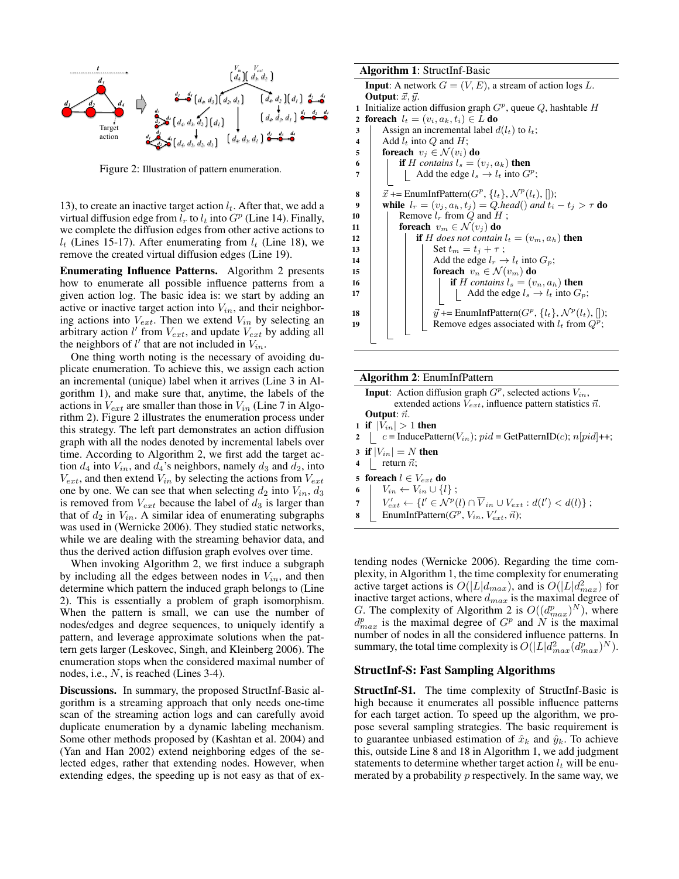Figure 2: Illustration of pattern enumeration.

13), to create an inactive target action $l_t$. After that, we add a virtual diffusion edge from $l_r$ to $l_t$ into $G^p$ (Line 14). Finally, we complete the diffusion edges from other active actions to $l_t$ (Lines 15-17). After enumerating from $l_t$ (Line 18), we remove the created virtual diffusion edges (Line 19).

**Enumerating Influence Patterns.** Algorithm 2 presents how to enumerate all possible influence patterns from a given action log. The basic idea is: we start by adding an active or inactive target action into $V_{in}$, and their neighboring actions into $V_{ext}$. Then we extend $V_{in}$ by selecting an arbitrary action $l'$ from $V_{ext}$, and update $V_{ext}$ by adding all the neighbors of $l'$ that are not included in $V_{in}$.

One thing worth noting is the necessary of avoiding duplicate enumeration. To achieve this, we assign each action an incremental (unique) label when it arrives (Line 3 in Algorithm 1), and make sure that, anytime, the labels of the actions in $V_{ext}$ are smaller than those in $V_{in}$ (Line 7 in Algorithm 2). Figure 2 illustrates the enumeration process under this strategy. The left part demonstrates an action diffusion graph with all the nodes denoted by incremental labels over time. According to Algorithm 2, we first add the target action $d_4$ into $V_{in}$, and $d_4$'s neighbors, namely $d_3$ and $d_2$, into $V_{ext}$, and then extend $V_{in}$ by selecting the actions from $V_{ext}$ one by one. We can see that when selecting $d_2$ into $V_{in}$, $d_3$ is removed from $V_{ext}$ because the label of $d_3$ is larger than that of $d_2$ in $V_{in}$. A similar idea of enumerating subgraphs was used in (Wernicke 2006). They studied static networks, while we are dealing with the streaming behavior data, and thus the derived action diffusion graph evolves over time.

When invoking Algorithm 2, we first induce a subgraph by including all the edges between nodes in $V_{in}$, and then determine which pattern the induced graph belongs to (Line 2). This is essentially a problem of graph isomorphism. When the pattern is small, we can use the number of nodes/edges and degree sequences, to uniquely identify a pattern, and leverage approximate solutions when the pattern gets larger (Leskovec, Singh, and Kleinberg 2006). The enumeration stops when the considered maximal number of nodes, i.e., $N$, is reached (Lines 3-4).

**Discussions.** In summary, the proposed StructInf-Basic algorithm is a streaming approach that only needs one-time scan of the streaming action logs and can carefully avoid duplicate enumeration by a dynamic labeling mechanism. Some other methods proposed by (Kashtan et al. 2004) and (Yan and Han 2002) extend neighboring edges of the selected edges, rather that extending nodes. However, when extending edges, the speeding up is not easy as that of extending nodes (Wernicke 2006). Regarding the time complexity, in Algorithm 1, the time complexity for enumerating active target actions is $O(|L|d_{max})$, and is $O(|L|d_{max}^2)$ for inactive target actions, where $d_{max}$ is the maximal degree of $G$. The complexity of Algorithm 2 is $O((d_{max}^p)^N)$, where $d_{max}^p$ is the maximal degree of $G^p$ and $N$ is the maximal number of nodes in all the considered influence patterns. In summary, the total time complexity is $O(|L|d_{max}^2(d_{max}^p)^N)$.

**Algorithm 1**: StructInf-Basic

```
Input: A network G = (V, E), a stream of action logs L.
Output: x⃗, y⃗.
1  Initialize action diffusion graph G^p, queue Q, hashtable H
2  foreach l_t = (v_i, a_k, t_i) ∈ L do
3      Assign an incremental label d(l_t) to l_t;
4      Add l_t into Q and H;
5      foreach v_j ∈ N(v_i) do
6          if H contains l_s = (v_j, a_k) then
7              Add the edge l_s → l_t into G^p;
8      x⃗ += EnumInfPattern(G^p, {l_t}, N^p(l_t), []);
9      while l_r = (v_j, a_h, t_j) = Q.head() and t_i − t_j > τ do
10         Remove l_r from Q and H ;
11         foreach v_m ∈ N(v_j) do
12             if H does not contain l_t = (v_m, a_h) then
13                 Set t_m = t_j + τ ;
14                 Add the edge l_r → l_t into G_p;
15                 foreach v_n ∈ N(v_m) do
16                     if H contains l_s = (v_n, a_h) then
17                         Add the edge l_s → l_t into G_p;
18                 y⃗ += EnumInfPattern(G^p, {l_t}, N^p(l_t), []);
19                 Remove edges associated with l_t from Q^p;
```

**Algorithm 2**: EnumInfPattern

```
Input: Action diffusion graph G^p, selected actions V_in,
       extended actions V_ext, influence pattern statistics n⃗.
Output: n⃗.
1  if |V_in| > 1 then
2      c = InducePattern(V_in); pid = GetPatternID(c); n[pid]++;
3  if |V_in| = N then
4      return n⃗;
5  foreach l ∈ V_ext do
6      V_in ← V_in ∪ {l} ;
7      V'_ext ← {l' ∈ N^p(l) ∩ V̄_in ∪ V_ext : d(l') < d(l)} ;
8      EnumInfPattern(G^p, V_in, V'_ext, n⃗);
```

## StructInf-S: Fast Sampling Algorithms

**StructInf-S1.** The time complexity of StructInf-Basic is high because it enumerates all possible influence patterns for each target action. To speed up the algorithm, we propose several sampling strategies. The basic requirement is to guarantee unbiased estimation of $\hat{x}_k$ and $\hat{y}_k$. To achieve this, outside Line 8 and 18 in Algorithm 1, we add judgment statements to determine whether target action $l_t$ will be enumerated by a probability $p$ respectively. In the same way, we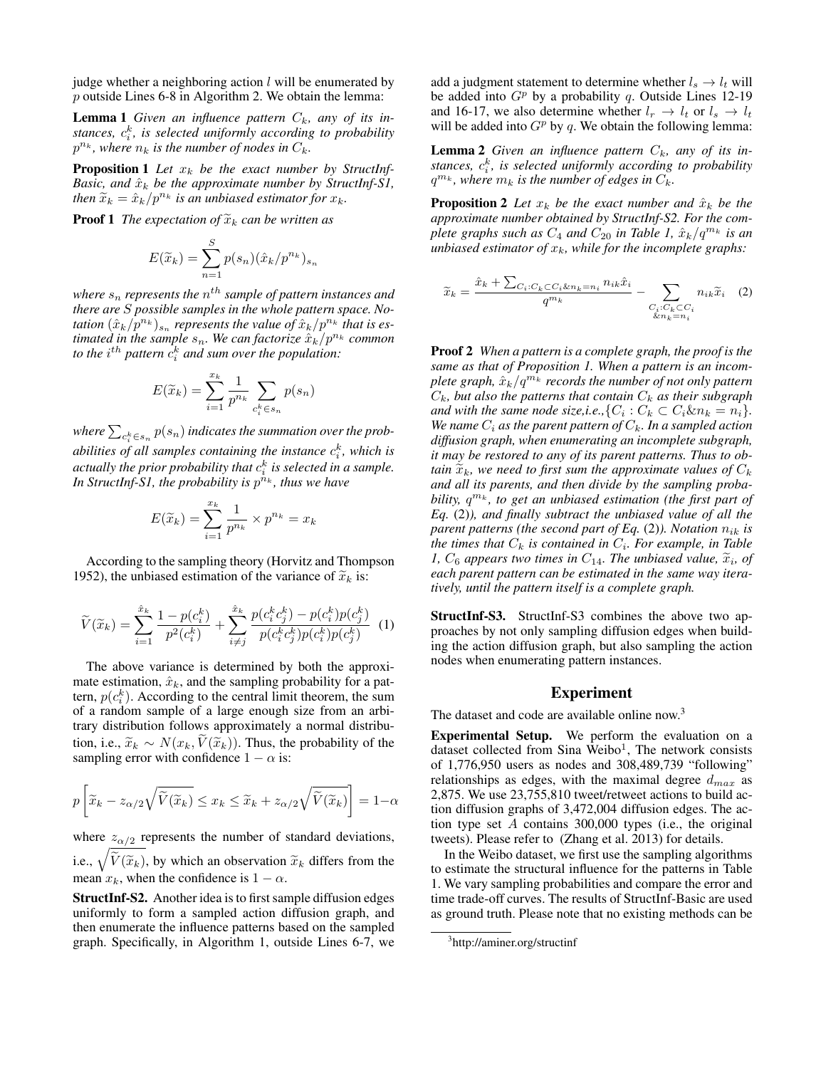judge whether a neighboring action $l$ will be enumerated by $p$ outside Lines 6-8 in Algorithm 2. We obtain the lemma:

**Lemma 1** *Given an influence pattern $C_k$, any of its instances, $c_i^k$, is selected uniformly according to probability $p^{n_k}$, where $n_k$ is the number of nodes in $C_k$.*

**Proposition 1** *Let $x_k$ be the exact number by StructInf-Basic, and $\hat{x}_k$ be the approximate number by StructInf-S1, then $\widetilde{x}_k = \hat{x}_k / p^{n_k}$ is an unbiased estimator for $x_k$.*

**Proof 1** *The expectation of $\widetilde{x}_k$ can be written as*

$$E(\widetilde{x}_k) = \sum_{n=1}^{S} p(s_n)(\hat{x}_k / p^{n_k})_{s_n}$$

*where $s_n$ represents the $n^{th}$ sample of pattern instances and there are $S$ possible samples in the whole pattern space. Notation $(\hat{x}_k / p^{n_k})_{s_n}$ represents the value of $\hat{x}_k / p^{n_k}$ that is estimated in the sample $s_n$. We can factorize $\hat{x}_k / p^{n_k}$ common to the $i^{th}$ pattern $c_i^k$ and sum over the population:*

$$E(\widetilde{x}_k) = \sum_{i=1}^{x_k} \frac{1}{p^{n_k}} \sum_{c_i^k \in s_n} p(s_n)$$

*where $\sum_{c_i^k \in s_n} p(s_n)$ indicates the summation over the probabilities of all samples containing the instance $c_i^k$, which is actually the prior probability that $c_i^k$ is selected in a sample. In StructInf-S1, the probability is $p^{n_k}$, thus we have*

$$E(\widetilde{x}_k) = \sum_{i=1}^{x_k} \frac{1}{p^{n_k}} \times p^{n_k} = x_k$$

According to the sampling theory (Horvitz and Thompson 1952), the unbiased estimation of the variance of $\widetilde{x}_k$ is:

$$\widetilde{V}(\widetilde{x}_k) = \sum_{i=1}^{\hat{x}_k} \frac{1 - p(c_i^k)}{p^2(c_i^k)} + \sum_{i \neq j}^{\hat{x}_k} \frac{p(c_i^k c_j^k) - p(c_i^k)p(c_j^k)}{p(c_i^k c_j^k)p(c_i^k)p(c_j^k)} \quad (1)$$

The above variance is determined by both the approximate estimation, $\hat{x}_k$, and the sampling probability for a pattern, $p(c_i^k)$. According to the central limit theorem, the sum of a random sample of a large enough size from an arbitrary distribution follows approximately a normal distribution, i.e., $\widetilde{x}_k \sim N(x_k, \widetilde{V}(\widetilde{x}_k))$. Thus, the probability of the sampling error with confidence $1 - \alpha$ is:

$$p\left[\widetilde{x}_k - z_{\alpha/2}\sqrt{\widetilde{V}(\widetilde{x}_k)} \leq x_k \leq \widetilde{x}_k + z_{\alpha/2}\sqrt{\widetilde{V}(\widetilde{x}_k)}\right] = 1 - \alpha$$

where $z_{\alpha/2}$ represents the number of standard deviations, i.e., $\sqrt{\widetilde{V}(\widetilde{x}_k)}$, by which an observation $\widetilde{x}_k$ differs from the mean $x_k$, when the confidence is $1 - \alpha$.

**StructInf-S2.** Another idea is to first sample diffusion edges uniformly to form a sampled action diffusion graph, and then enumerate the influence patterns based on the sampled graph. Specifically, in Algorithm 1, outside Lines 6-7, we add a judgment statement to determine whether $l_s \rightarrow l_t$ will be added into $G^p$ by a probability $q$. Outside Lines 12-19 and 16-17, we also determine whether $l_r \rightarrow l_t$ or $l_s \rightarrow l_t$ will be added into $G^p$ by $q$. We obtain the following lemma:

**Lemma 2** *Given an influence pattern $C_k$, any of its instances, $c_i^k$, is selected uniformly according to probability $q^{m_k}$, where $m_k$ is the number of edges in $C_k$.*

**Proposition 2** *Let $x_k$ be the exact number and $\hat{x}_k$ be the approximate number obtained by StructInf-S2. For the complete graphs such as $C_4$ and $C_{20}$ in Table 1, $\hat{x}_k / q^{m_k}$ is an unbiased estimator of $x_k$, while for the incomplete graphs:*

$$\widetilde{x}_k = \frac{\hat{x}_k + \sum_{C_i : C_k \subset C_i \& n_k = n_i} n_{ik}\hat{x}_i}{q^{m_k}} - \sum_{\substack{C_i : C_k \subset C_i \\ \& n_k = n_i}} n_{ik}\widetilde{x}_i \quad (2)$$

**Proof 2** *When a pattern is a complete graph, the proof is the same as that of Proposition 1. When a pattern is an incomplete graph, $\hat{x}_k / q^{m_k}$ records the number of not only pattern $C_k$, but also the patterns that contain $C_k$ as their subgraph and with the same node size,i.e.,$\{C_i : C_k \subset C_i \& n_k = n_i\}$. We name $C_i$ as the parent pattern of $C_k$. In a sampled action diffusion graph, when enumerating an incomplete subgraph, it may be restored to any of its parent patterns. Thus to obtain $\widetilde{x}_k$, we need to first sum the approximate values of $C_k$ and all its parents, and then divide by the sampling probability, $q^{m_k}$, to get an unbiased estimation (the first part of Eq. (2)), and finally subtract the unbiased value of all the parent patterns (the second part of Eq. (2)). Notation $n_{ik}$ is the times that $C_k$ is contained in $C_i$. For example, in Table 1, $C_6$ appears two times in $C_{14}$. The unbiased value, $\widetilde{x}_i$, of each parent pattern can be estimated in the same way iteratively, until the pattern itself is a complete graph.*

**StructInf-S3.** StructInf-S3 combines the above two approaches by not only sampling diffusion edges when building the action diffusion graph, but also sampling the action nodes when enumerating pattern instances.

## Experiment

The dataset and code are available online now.[3]

**Experimental Setup.** We perform the evaluation on a dataset collected from Sina Weibo[1], The network consists of 1,776,950 users as nodes and 308,489,739 "following" relationships as edges, with the maximal degree $d_{max}$ as 2,875. We use 23,755,810 tweet/retweet actions to build action diffusion graphs of 3,472,004 diffusion edges. The action type set $A$ contains 300,000 types (i.e., the original tweets). Please refer to (Zhang et al. 2013) for details.

In the Weibo dataset, we first use the sampling algorithms to estimate the structural influence for the patterns in Table 1. We vary sampling probabilities and compare the error and time trade-off curves. The results of StructInf-Basic are used as ground truth. Please note that no existing methods can be

[3]http://aminer.org/structinf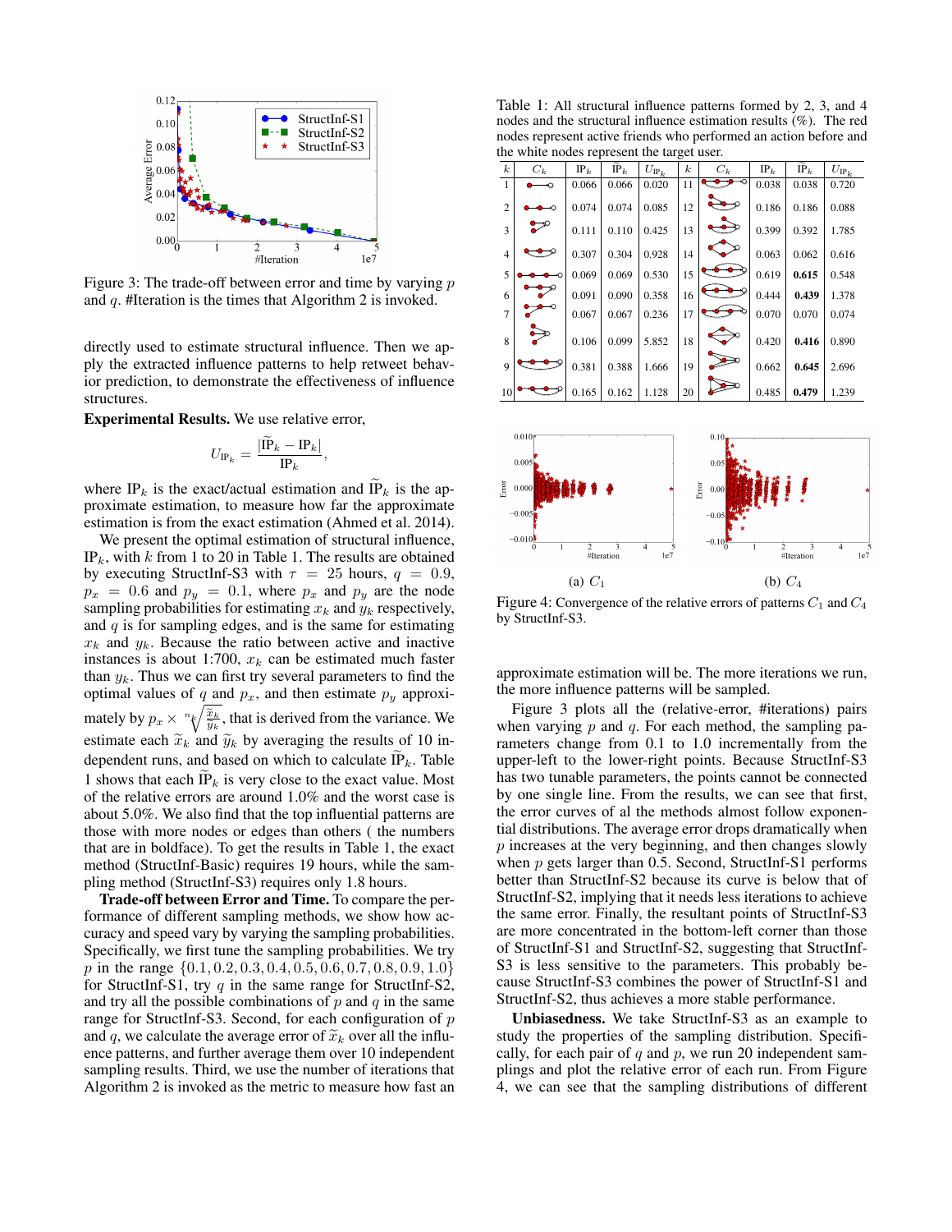Figure 3: The trade-off between error and time by varying $p$ and $q$. #Iteration is the times that Algorithm 2 is invoked.

directly used to estimate structural influence. Then we apply the extracted influence patterns to help retweet behavior prediction, to demonstrate the effectiveness of influence structures.

**Experimental Results.** We use relative error,

$$U_{\mathrm{IP}_k} = \frac{|\widetilde{\mathrm{IP}}_k - \mathrm{IP}_k|}{\mathrm{IP}_k},$$

where $\mathrm{IP}_k$ is the exact/actual estimation and $\widetilde{\mathrm{IP}}_k$ is the approximate estimation, to measure how far the approximate estimation is from the exact estimation (Ahmed et al. 2014).

We present the optimal estimation of structural influence, $\mathrm{IP}_k$, with $k$ from 1 to 20 in Table 1. The results are obtained by executing StructInf-S3 with $\tau = 25$ hours, $q = 0.9$, $p_x = 0.6$ and $p_y = 0.1$, where $p_x$ and $p_y$ are the node sampling probabilities for estimating $x_k$ and $y_k$ respectively, and $q$ is for sampling edges, and is the same for estimating $x_k$ and $y_k$. Because the ratio between active and inactive instances is about 1:700, $x_k$ can be estimated much faster than $y_k$. Thus we can first try several parameters to find the optimal values of $q$ and $p_x$, and then estimate $p_y$ approximately by $p_x \times \sqrt[n_k]{\frac{\widetilde{x}_k}{\widetilde{y}_k}}$, that is derived from the variance. We estimate each $\widetilde{x}_k$ and $\widetilde{y}_k$ by averaging the results of 10 independent runs, and based on which to calculate $\widetilde{\mathrm{IP}}_k$. Table 1 shows that each $\widetilde{\mathrm{IP}}_k$ is very close to the exact value. Most of the relative errors are around 1.0% and the worst case is about 5.0%. We also find that the top influential patterns are those with more nodes or edges than others ( the numbers that are in boldface). To get the results in Table 1, the exact method (StructInf-Basic) requires 19 hours, while the sampling method (StructInf-S3) requires only 1.8 hours.

**Trade-off between Error and Time.** To compare the performance of different sampling methods, we show how accuracy and speed vary by varying the sampling probabilities. Specifically, we first tune the sampling probabilities. We try $p$ in the range $\{0.1, 0.2, 0.3, 0.4, 0.5, 0.6, 0.7, 0.8, 0.9, 1.0\}$ for StructInf-S1, try $q$ in the same range for StructInf-S2, and try all the possible combinations of $p$ and $q$ in the same range for StructInf-S3. Second, for each configuration of $p$ and $q$, we calculate the average error of $\widetilde{x}_k$ over all the influence patterns, and further average them over 10 independent sampling results. Third, we use the number of iterations that Algorithm 2 is invoked as the metric to measure how fast an approximate estimation will be. The more iterations we run, the more influence patterns will be sampled.

Table 1: All structural influence patterns formed by 2, 3, and 4 nodes and the structural influence estimation results (%). The red nodes represent active friends who performed an action before and the white nodes represent the target user.

| $k$ | $C_k$ | $\mathrm{IP}_k$ | $\widetilde{\mathrm{IP}}_k$ | $U_{\mathrm{IP}_k}$ | $k$ | $C_k$ | $\mathrm{IP}_k$ | $\widetilde{\mathrm{IP}}_k$ | $U_{\mathrm{IP}_k}$ |
|---|---|---|---|---|---|---|---|---|---|
| 1 | | 0.066 | 0.066 | 0.020 | 11 | | 0.038 | 0.038 | 0.720 |
| 2 | | 0.074 | 0.074 | 0.085 | 12 | | 0.186 | 0.186 | 0.088 |
| 3 | | 0.111 | 0.110 | 0.425 | 13 | | 0.399 | 0.392 | 1.785 |
| 4 | | 0.307 | 0.304 | 0.928 | 14 | | 0.063 | 0.062 | 0.616 |
| 5 | | 0.069 | 0.069 | 0.530 | 15 | | 0.619 | **0.615** | 0.548 |
| 6 | | 0.091 | 0.090 | 0.358 | 16 | | 0.444 | **0.439** | 1.378 |
| 7 | | 0.067 | 0.067 | 0.236 | 17 | | 0.070 | 0.070 | 0.074 |
| 8 | | 0.106 | 0.099 | 5.852 | 18 | | 0.420 | **0.416** | 0.890 |
| 9 | | 0.381 | 0.388 | 1.666 | 19 | | 0.662 | **0.645** | 2.696 |
| 10 | | 0.165 | 0.162 | 1.128 | 20 | | 0.485 | **0.479** | 1.239 |

(a) $C_1$ (b) $C_4$

Figure 4: Convergence of the relative errors of patterns $C_1$ and $C_4$ by StructInf-S3.

Figure 3 plots all the (relative-error, #iterations) pairs when varying $p$ and $q$. For each method, the sampling parameters change from 0.1 to 1.0 incrementally from the upper-left to the lower-right points. Because StructInf-S3 has two tunable parameters, the points cannot be connected by one single line. From the results, we can see that first, the error curves of al the methods almost follow exponential distributions. The average error drops dramatically when $p$ increases at the very beginning, and then changes slowly when $p$ gets larger than 0.5. Second, StructInf-S1 performs better than StructInf-S2 because its curve is below that of StructInf-S2, implying that it needs less iterations to achieve the same error. Finally, the resultant points of StructInf-S3 are more concentrated in the bottom-left corner than those of StructInf-S1 and StructInf-S2, suggesting that StructInf-S3 is less sensitive to the parameters. This probably because StructInf-S3 combines the power of StructInf-S1 and StructInf-S2, thus achieves a more stable performance.

**Unbiasedness.** We take StructInf-S3 as an example to study the properties of the sampling distribution. Specifically, for each pair of $q$ and $p$, we run 20 independent samplings and plot the relative error of each run. From Figure 4, we can see that the sampling distributions of different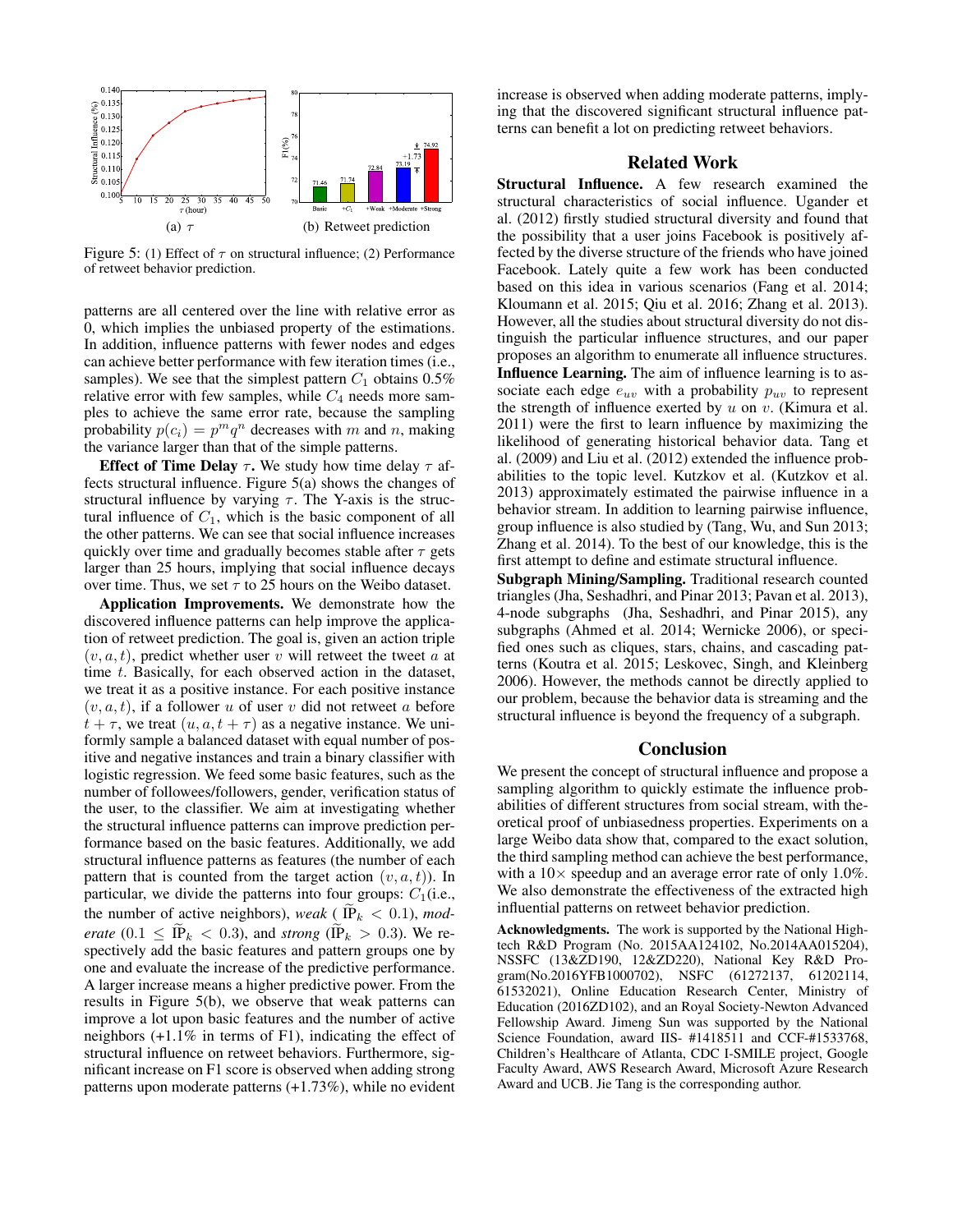Figure 5: (1) Effect of $\tau$ on structural influence; (2) Performance of retweet behavior prediction.

(a) $\tau$

(b) Retweet prediction

patterns are all centered over the line with relative error as 0, which implies the unbiased property of the estimations. In addition, influence patterns with fewer nodes and edges can achieve better performance with few iteration times (i.e., samples). We see that the simplest pattern $C_1$ obtains 0.5% relative error with few samples, while $C_4$ needs more samples to achieve the same error rate, because the sampling probability $p(c_i) = p^m q^n$ decreases with $m$ and $n$, making the variance larger than that of the simple patterns.

**Effect of Time Delay $\tau$.** We study how time delay $\tau$ affects structural influence. Figure 5(a) shows the changes of structural influence by varying $\tau$. The Y-axis is the structural influence of $C_1$, which is the basic component of all the other patterns. We can see that social influence increases quickly over time and gradually becomes stable after $\tau$ gets larger than 25 hours, implying that social influence decays over time. Thus, we set $\tau$ to 25 hours on the Weibo dataset.

**Application Improvements.** We demonstrate how the discovered influence patterns can help improve the application of retweet prediction. The goal is, given an action triple $(v, a, t)$, predict whether user $v$ will retweet the tweet $a$ at time $t$. Basically, for each observed action in the dataset, we treat it as a positive instance. For each positive instance $(v, a, t)$, if a follower $u$ of user $v$ did not retweet $a$ before $t + \tau$, we treat $(u, a, t + \tau)$ as a negative instance. We uniformly sample a balanced dataset with equal number of positive and negative instances and train a binary classifier with logistic regression. We feed some basic features, such as the number of followees/followers, gender, verification status of the user, to the classifier. We aim at investigating whether the structural influence patterns can improve prediction performance based on the basic features. Additionally, we add structural influence patterns as features (the number of each pattern that is counted from the target action $(v, a, t)$). In particular, we divide the patterns into four groups: $C_1$(i.e., the number of active neighbors), *weak* ( $\widetilde{\mathrm{IP}}_k < 0.1$), *moderate* ($0.1 \leq \widetilde{\mathrm{IP}}_k < 0.3$), and *strong* ($\widetilde{\mathrm{IP}}_k > 0.3$). We respectively add the basic features and pattern groups one by one and evaluate the increase of the predictive performance. A larger increase means a higher predictive power. From the results in Figure 5(b), we observe that weak patterns can improve a lot upon basic features and the number of active neighbors (+1.1% in terms of F1), indicating the effect of structural influence on retweet behaviors. Furthermore, significant increase on F1 score is observed when adding strong patterns upon moderate patterns (+1.73%), while no evident increase is observed when adding moderate patterns, implying that the discovered significant structural influence patterns can benefit a lot on predicting retweet behaviors.

## Related Work

**Structural Influence.** A few research examined the structural characteristics of social influence. Ugander et al. (2012) firstly studied structural diversity and found that the possibility that a user joins Facebook is positively affected by the diverse structure of the friends who have joined Facebook. Lately quite a few work has been conducted based on this idea in various scenarios (Fang et al. 2014; Kloumann et al. 2015; Qiu et al. 2016; Zhang et al. 2013). However, all the studies about structural diversity do not distinguish the particular influence structures, and our paper proposes an algorithm to enumerate all influence structures.

**Influence Learning.** The aim of influence learning is to associate each edge $e_{uv}$ with a probability $p_{uv}$ to represent the strength of influence exerted by $u$ on $v$. (Kimura et al. 2011) were the first to learn influence by maximizing the likelihood of generating historical behavior data. Tang et al. (2009) and Liu et al. (2012) extended the influence probabilities to the topic level. Kutzkov et al. (Kutzkov et al. 2013) approximately estimated the pairwise influence in a behavior stream. In addition to learning pairwise influence, group influence is also studied by (Tang, Wu, and Sun 2013; Zhang et al. 2014). To the best of our knowledge, this is the first attempt to define and estimate structural influence.

**Subgraph Mining/Sampling.** Traditional research counted triangles (Jha, Seshadhri, and Pinar 2013; Pavan et al. 2013), 4-node subgraphs (Jha, Seshadhri, and Pinar 2015), any subgraphs (Ahmed et al. 2014; Wernicke 2006), or specified ones such as cliques, stars, chains, and cascading patterns (Koutra et al. 2015; Leskovec, Singh, and Kleinberg 2006). However, the methods cannot be directly applied to our problem, because the behavior data is streaming and the structural influence is beyond the frequency of a subgraph.

## Conclusion

We present the concept of structural influence and propose a sampling algorithm to quickly estimate the influence probabilities of different structures from social stream, with theoretical proof of unbiasedness properties. Experiments on a large Weibo data show that, compared to the exact solution, the third sampling method can achieve the best performance, with a 10× speedup and an average error rate of only 1.0%. We also demonstrate the effectiveness of the extracted high influential patterns on retweet behavior prediction.

**Acknowledgments.** The work is supported by the National High-tech R&D Program (No. 2015AA124102, No.2014AA015204), NSSFC (13&ZD190, 12&ZD220), National Key R&D Program(No.2016YFB1000702), NSFC (61272137, 61202114, 61532021), Online Education Research Center, Ministry of Education (2016ZD102), and an Royal Society-Newton Advanced Fellowship Award. Jimeng Sun was supported by the National Science Foundation, award IIS- #1418511 and CCF-#1533768, Children's Healthcare of Atlanta, CDC I-SMILE project, Google Faculty Award, AWS Research Award, Microsoft Azure Research Award and UCB. Jie Tang is the corresponding author.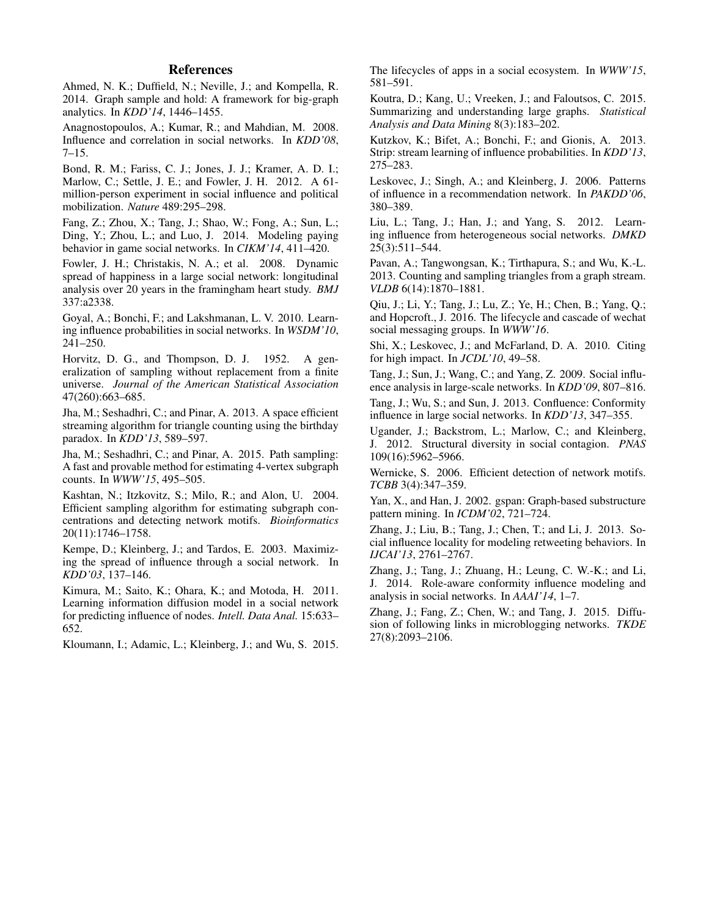## References

Ahmed, N. K.; Duffield, N.; Neville, J.; and Kompella, R. 2014. Graph sample and hold: A framework for big-graph analytics. In *KDD'14*, 1446–1455.

Anagnostopoulos, A.; Kumar, R.; and Mahdian, M. 2008. Influence and correlation in social networks. In *KDD'08*, 7–15.

Bond, R. M.; Fariss, C. J.; Jones, J. J.; Kramer, A. D. I.; Marlow, C.; Settle, J. E.; and Fowler, J. H. 2012. A 61-million-person experiment in social influence and political mobilization. *Nature* 489:295–298.

Fang, Z.; Zhou, X.; Tang, J.; Shao, W.; Fong, A.; Sun, L.; Ding, Y.; Zhou, L.; and Luo, J. 2014. Modeling paying behavior in game social networks. In *CIKM'14*, 411–420.

Fowler, J. H.; Christakis, N. A.; et al. 2008. Dynamic spread of happiness in a large social network: longitudinal analysis over 20 years in the framingham heart study. *BMJ* 337:a2338.

Goyal, A.; Bonchi, F.; and Lakshmanan, L. V. 2010. Learning influence probabilities in social networks. In *WSDM'10*, 241–250.

Horvitz, D. G., and Thompson, D. J. 1952. A generalization of sampling without replacement from a finite universe. *Journal of the American Statistical Association* 47(260):663–685.

Jha, M.; Seshadhri, C.; and Pinar, A. 2013. A space efficient streaming algorithm for triangle counting using the birthday paradox. In *KDD'13*, 589–597.

Jha, M.; Seshadhri, C.; and Pinar, A. 2015. Path sampling: A fast and provable method for estimating 4-vertex subgraph counts. In *WWW'15*, 495–505.

Kashtan, N.; Itzkovitz, S.; Milo, R.; and Alon, U. 2004. Efficient sampling algorithm for estimating subgraph concentrations and detecting network motifs. *Bioinformatics* 20(11):1746–1758.

Kempe, D.; Kleinberg, J.; and Tardos, E. 2003. Maximizing the spread of influence through a social network. In *KDD'03*, 137–146.

Kimura, M.; Saito, K.; Ohara, K.; and Motoda, H. 2011. Learning information diffusion model in a social network for predicting influence of nodes. *Intell. Data Anal.* 15:633–652.

Kloumann, I.; Adamic, L.; Kleinberg, J.; and Wu, S. 2015. The lifecycles of apps in a social ecosystem. In *WWW'15*, 581–591.

Koutra, D.; Kang, U.; Vreeken, J.; and Faloutsos, C. 2015. Summarizing and understanding large graphs. *Statistical Analysis and Data Mining* 8(3):183–202.

Kutzkov, K.; Bifet, A.; Bonchi, F.; and Gionis, A. 2013. Strip: stream learning of influence probabilities. In *KDD'13*, 275–283.

Leskovec, J.; Singh, A.; and Kleinberg, J. 2006. Patterns of influence in a recommendation network. In *PAKDD'06*, 380–389.

Liu, L.; Tang, J.; Han, J.; and Yang, S. 2012. Learning influence from heterogeneous social networks. *DMKD* 25(3):511–544.

Pavan, A.; Tangwongsan, K.; Tirthapura, S.; and Wu, K.-L. 2013. Counting and sampling triangles from a graph stream. *VLDB* 6(14):1870–1881.

Qiu, J.; Li, Y.; Tang, J.; Lu, Z.; Ye, H.; Chen, B.; Yang, Q.; and Hopcroft., J. 2016. The lifecycle and cascade of wechat social messaging groups. In *WWW'16*.

Shi, X.; Leskovec, J.; and McFarland, D. A. 2010. Citing for high impact. In *JCDL'10*, 49–58.

Tang, J.; Sun, J.; Wang, C.; and Yang, Z. 2009. Social influence analysis in large-scale networks. In *KDD'09*, 807–816.

Tang, J.; Wu, S.; and Sun, J. 2013. Confluence: Conformity influence in large social networks. In *KDD'13*, 347–355.

Ugander, J.; Backstrom, L.; Marlow, C.; and Kleinberg, J. 2012. Structural diversity in social contagion. *PNAS* 109(16):5962–5966.

Wernicke, S. 2006. Efficient detection of network motifs. *TCBB* 3(4):347–359.

Yan, X., and Han, J. 2002. gspan: Graph-based substructure pattern mining. In *ICDM'02*, 721–724.

Zhang, J.; Liu, B.; Tang, J.; Chen, T.; and Li, J. 2013. Social influence locality for modeling retweeting behaviors. In *IJCAI'13*, 2761–2767.

Zhang, J.; Tang, J.; Zhuang, H.; Leung, C. W.-K.; and Li, J. 2014. Role-aware conformity influence modeling and analysis in social networks. In *AAAI'14*, 1–7.

Zhang, J.; Fang, Z.; Chen, W.; and Tang, J. 2015. Diffusion of following links in microblogging networks. *TKDE* 27(8):2093–2106.